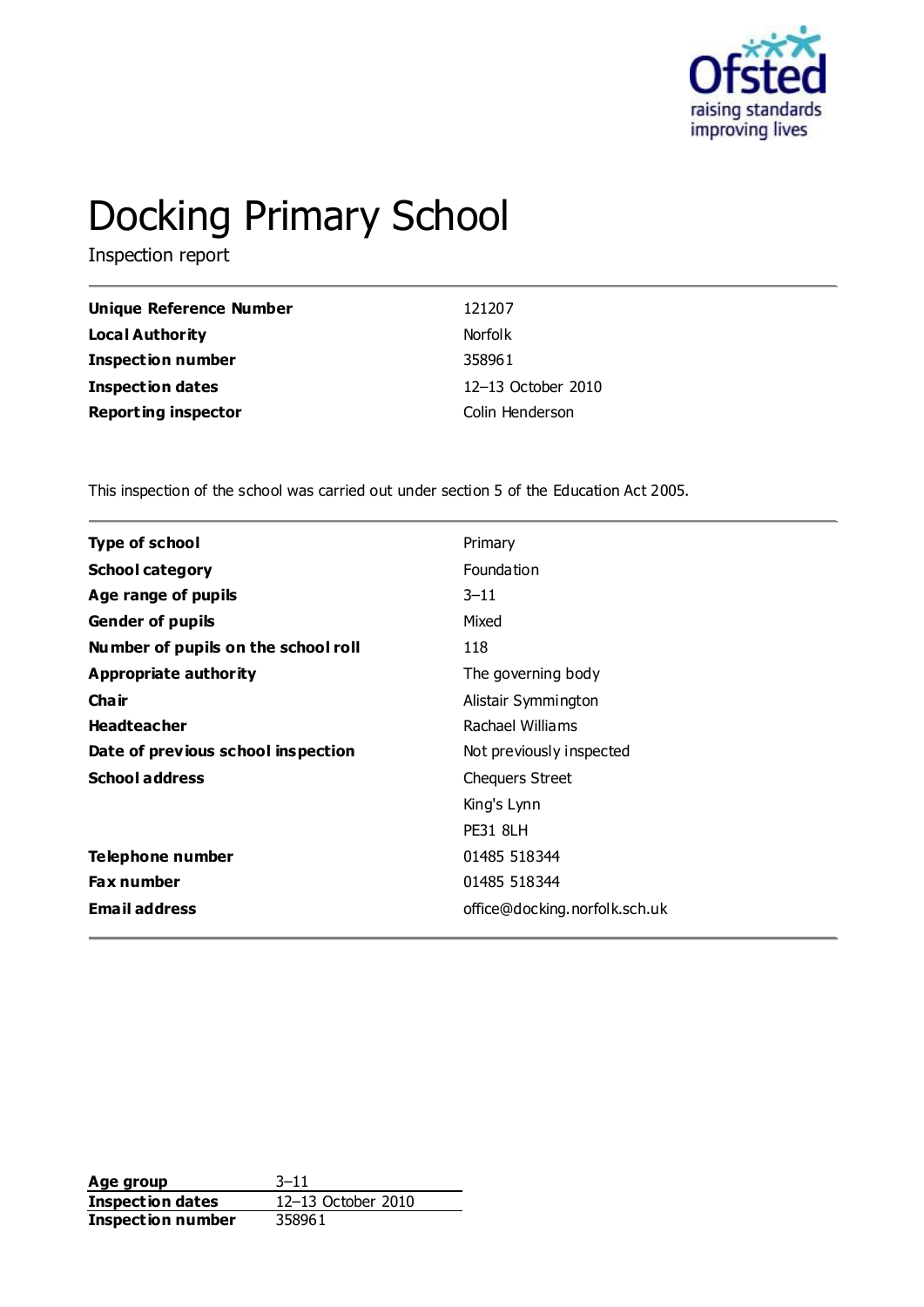# Docking Primary School

Inspection report

| | |
|---|---|
| **Unique Reference Number** | 121207 |
| **Local Authority** | Norfolk |
| **Inspection number** | 358961 |
| **Inspection dates** | 12–13 October 2010 |
| **Reporting inspector** | Colin Henderson |

This inspection of the school was carried out under section 5 of the Education Act 2005.

| | |
|---|---|
| **Type of school** | Primary |
| **School category** | Foundation |
| **Age range of pupils** | 3–11 |
| **Gender of pupils** | Mixed |
| **Number of pupils on the school roll** | 118 |
| **Appropriate authority** | The governing body |
| **Chair** | Alistair Symmington |
| **Headteacher** | Rachael Williams |
| **Date of previous school inspection** | Not previously inspected |
| **School address** | Chequers Street<br>King's Lynn<br>PE31 8LH |
| **Telephone number** | 01485 518344 |
| **Fax number** | 01485 518344 |
| **Email address** | office@docking.norfolk.sch.uk |

| | |
|---|---|
| **Age group** | 3–11 |
| **Inspection dates** | 12–13 October 2010 |
| **Inspection number** | 358961 |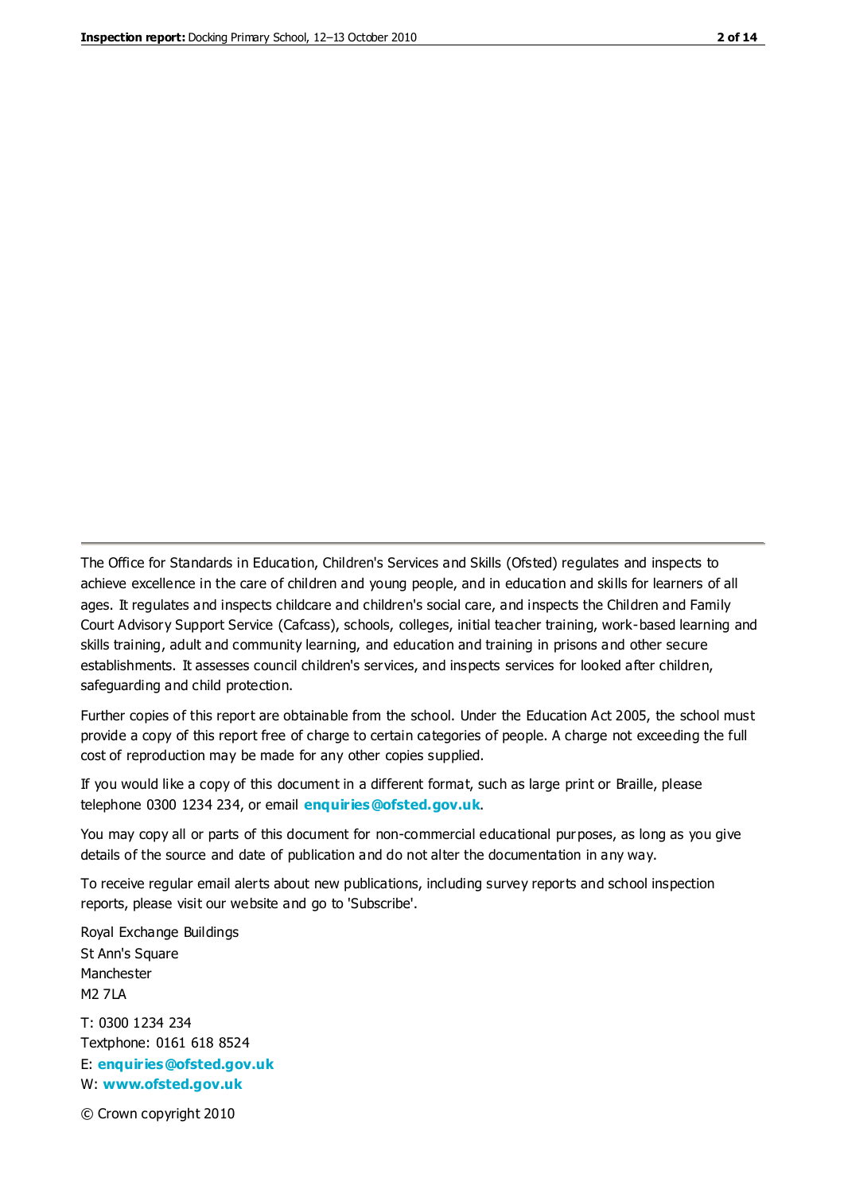The Office for Standards in Education, Children's Services and Skills (Ofsted) regulates and inspects to achieve excellence in the care of children and young people, and in education and skills for learners of all ages. It regulates and inspects childcare and children's social care, and inspects the Children and Family Court Advisory Support Service (Cafcass), schools, colleges, initial teacher training, work-based learning and skills training, adult and community learning, and education and training in prisons and other secure establishments. It assesses council children's services, and inspects services for looked after children, safeguarding and child protection.

Further copies of this report are obtainable from the school. Under the Education Act 2005, the school must provide a copy of this report free of charge to certain categories of people. A charge not exceeding the full cost of reproduction may be made for any other copies supplied.

If you would like a copy of this document in a different format, such as large print or Braille, please telephone 0300 1234 234, or email **enquiries@ofsted.gov.uk**.

You may copy all or parts of this document for non-commercial educational purposes, as long as you give details of the source and date of publication and do not alter the documentation in any way.

To receive regular email alerts about new publications, including survey reports and school inspection reports, please visit our website and go to 'Subscribe'.

Royal Exchange Buildings
St Ann's Square
Manchester
M2 7LA

T: 0300 1234 234
Textphone: 0161 618 8524
E: **enquiries@ofsted.gov.uk**
W: **www.ofsted.gov.uk**

© Crown copyright 2010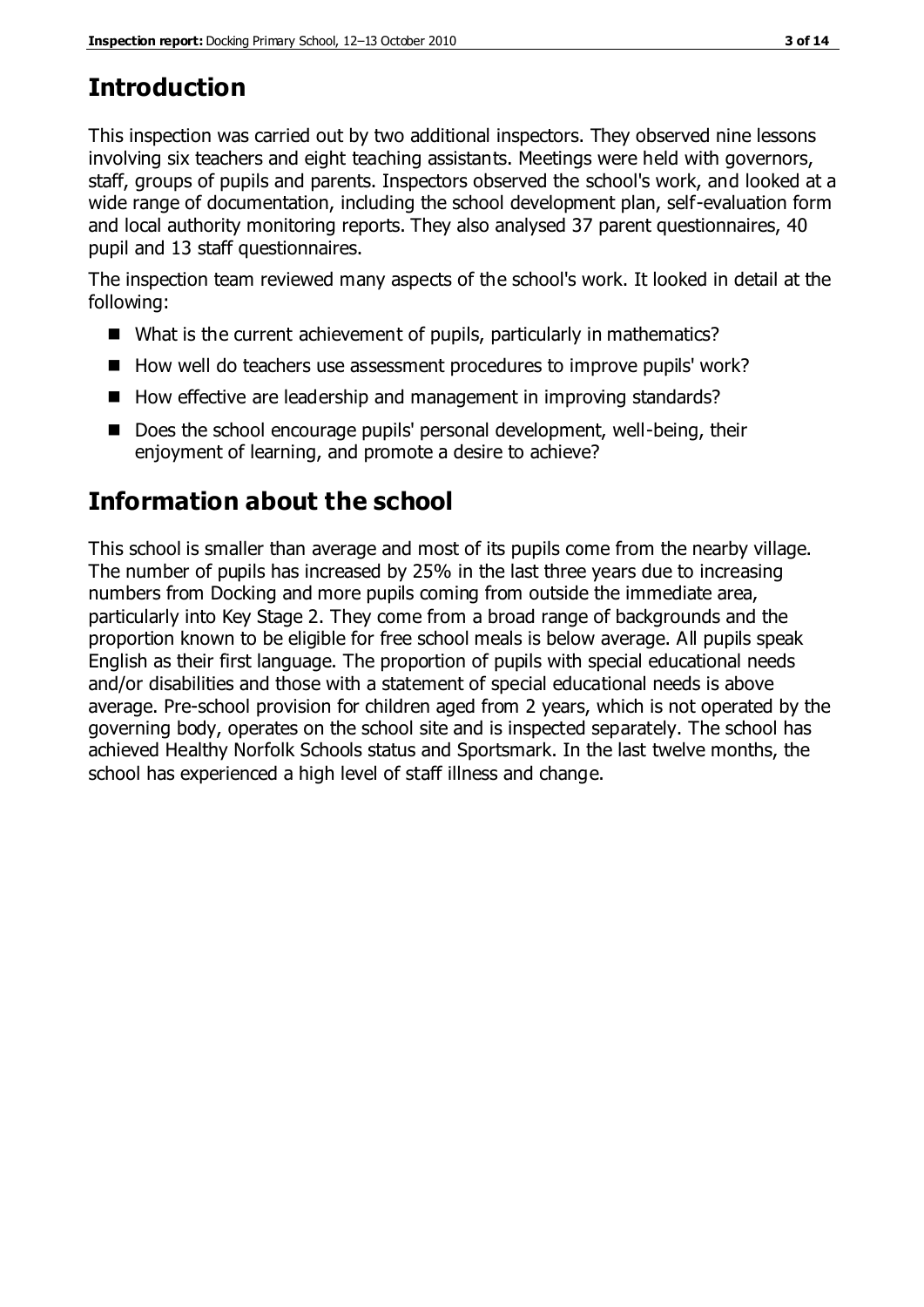## Introduction

This inspection was carried out by two additional inspectors. They observed nine lessons involving six teachers and eight teaching assistants. Meetings were held with governors, staff, groups of pupils and parents. Inspectors observed the school's work, and looked at a wide range of documentation, including the school development plan, self-evaluation form and local authority monitoring reports. They also analysed 37 parent questionnaires, 40 pupil and 13 staff questionnaires.

The inspection team reviewed many aspects of the school's work. It looked in detail at the following:

- What is the current achievement of pupils, particularly in mathematics?
- How well do teachers use assessment procedures to improve pupils' work?
- How effective are leadership and management in improving standards?
- Does the school encourage pupils' personal development, well-being, their enjoyment of learning, and promote a desire to achieve?

## Information about the school

This school is smaller than average and most of its pupils come from the nearby village. The number of pupils has increased by 25% in the last three years due to increasing numbers from Docking and more pupils coming from outside the immediate area, particularly into Key Stage 2. They come from a broad range of backgrounds and the proportion known to be eligible for free school meals is below average. All pupils speak English as their first language. The proportion of pupils with special educational needs and/or disabilities and those with a statement of special educational needs is above average. Pre-school provision for children aged from 2 years, which is not operated by the governing body, operates on the school site and is inspected separately. The school has achieved Healthy Norfolk Schools status and Sportsmark. In the last twelve months, the school has experienced a high level of staff illness and change.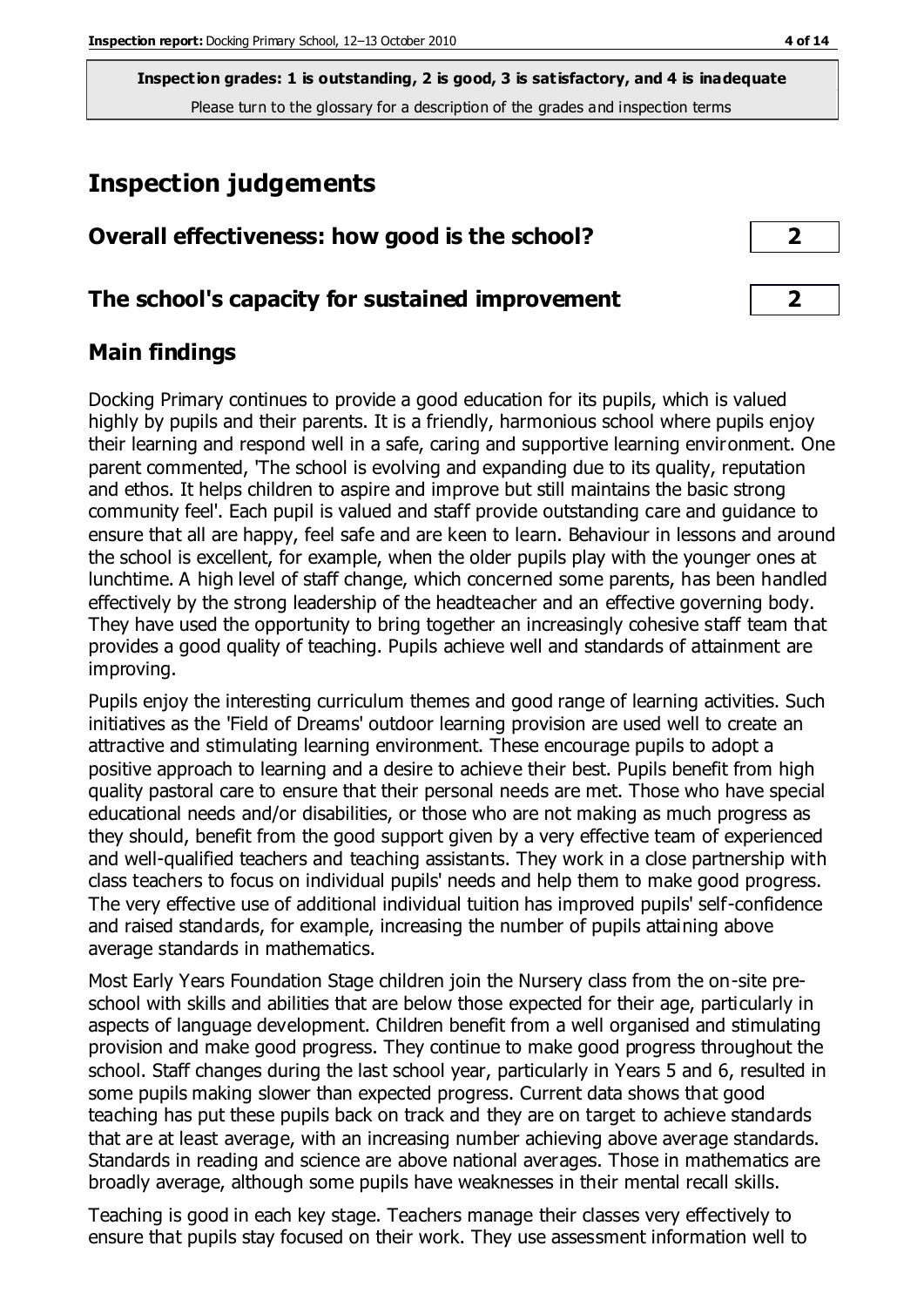**Inspection grades: 1 is outstanding, 2 is good, 3 is satisfactory, and 4 is inadequate**
Please turn to the glossary for a description of the grades and inspection terms

# Inspection judgements

## Overall effectiveness: how good is the school? 2

## The school's capacity for sustained improvement 2

## Main findings

Docking Primary continues to provide a good education for its pupils, which is valued highly by pupils and their parents. It is a friendly, harmonious school where pupils enjoy their learning and respond well in a safe, caring and supportive learning environment. One parent commented, 'The school is evolving and expanding due to its quality, reputation and ethos. It helps children to aspire and improve but still maintains the basic strong community feel'. Each pupil is valued and staff provide outstanding care and guidance to ensure that all are happy, feel safe and are keen to learn. Behaviour in lessons and around the school is excellent, for example, when the older pupils play with the younger ones at lunchtime. A high level of staff change, which concerned some parents, has been handled effectively by the strong leadership of the headteacher and an effective governing body. They have used the opportunity to bring together an increasingly cohesive staff team that provides a good quality of teaching. Pupils achieve well and standards of attainment are improving.

Pupils enjoy the interesting curriculum themes and good range of learning activities. Such initiatives as the 'Field of Dreams' outdoor learning provision are used well to create an attractive and stimulating learning environment. These encourage pupils to adopt a positive approach to learning and a desire to achieve their best. Pupils benefit from high quality pastoral care to ensure that their personal needs are met. Those who have special educational needs and/or disabilities, or those who are not making as much progress as they should, benefit from the good support given by a very effective team of experienced and well-qualified teachers and teaching assistants. They work in a close partnership with class teachers to focus on individual pupils' needs and help them to make good progress. The very effective use of additional individual tuition has improved pupils' self-confidence and raised standards, for example, increasing the number of pupils attaining above average standards in mathematics.

Most Early Years Foundation Stage children join the Nursery class from the on-site pre-school with skills and abilities that are below those expected for their age, particularly in aspects of language development. Children benefit from a well organised and stimulating provision and make good progress. They continue to make good progress throughout the school. Staff changes during the last school year, particularly in Years 5 and 6, resulted in some pupils making slower than expected progress. Current data shows that good teaching has put these pupils back on track and they are on target to achieve standards that are at least average, with an increasing number achieving above average standards. Standards in reading and science are above national averages. Those in mathematics are broadly average, although some pupils have weaknesses in their mental recall skills.

Teaching is good in each key stage. Teachers manage their classes very effectively to ensure that pupils stay focused on their work. They use assessment information well to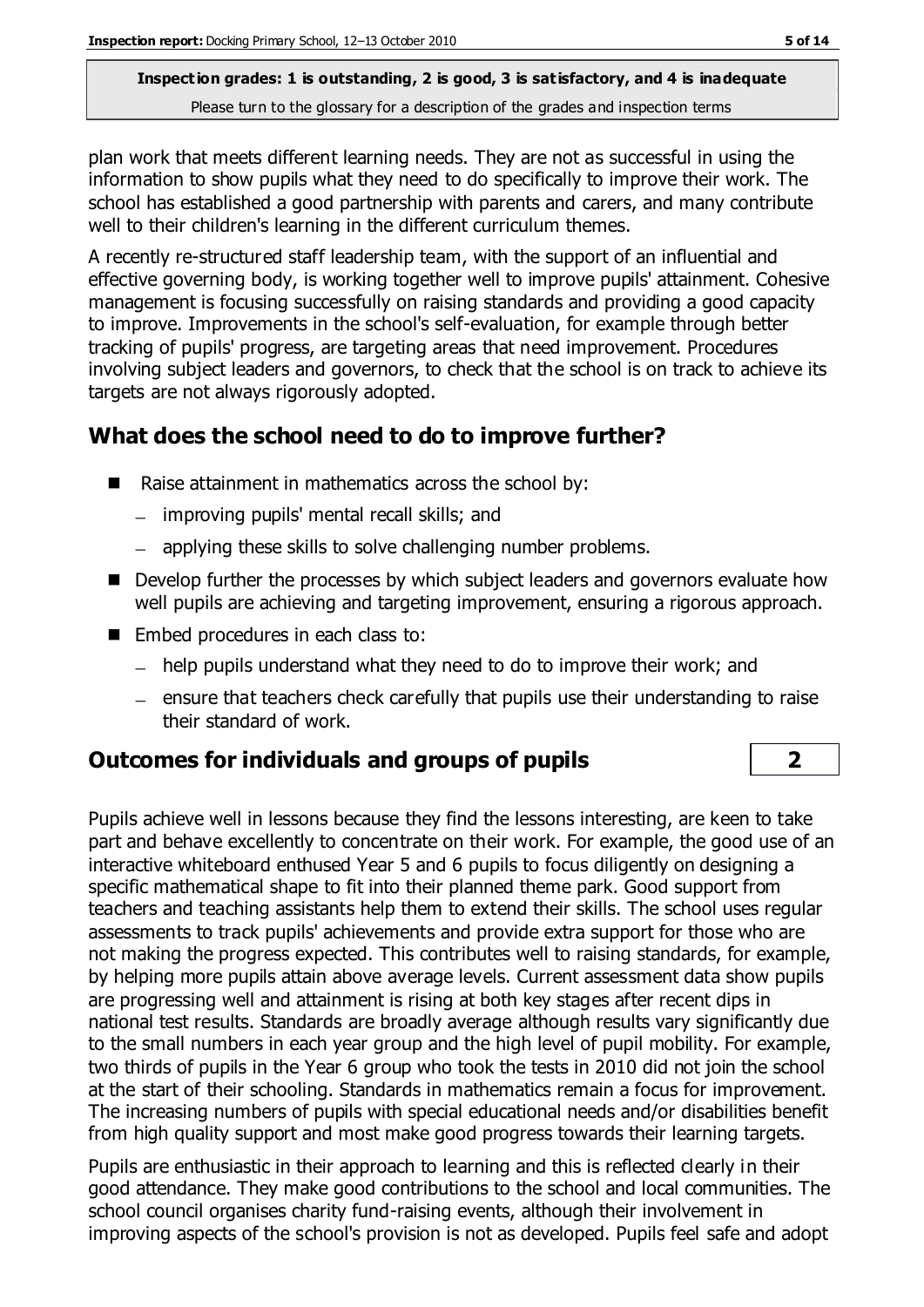plan work that meets different learning needs. They are not as successful in using the information to show pupils what they need to do specifically to improve their work. The school has established a good partnership with parents and carers, and many contribute well to their children's learning in the different curriculum themes.

A recently re-structured staff leadership team, with the support of an influential and effective governing body, is working together well to improve pupils' attainment. Cohesive management is focusing successfully on raising standards and providing a good capacity to improve. Improvements in the school's self-evaluation, for example through better tracking of pupils' progress, are targeting areas that need improvement. Procedures involving subject leaders and governors, to check that the school is on track to achieve its targets are not always rigorously adopted.

## What does the school need to do to improve further?

- Raise attainment in mathematics across the school by:
  - improving pupils' mental recall skills; and
  - applying these skills to solve challenging number problems.
- Develop further the processes by which subject leaders and governors evaluate how well pupils are achieving and targeting improvement, ensuring a rigorous approach.
- Embed procedures in each class to:
  - help pupils understand what they need to do to improve their work; and
  - ensure that teachers check carefully that pupils use their understanding to raise their standard of work.

## Outcomes for individuals and groups of pupils **2**

Pupils achieve well in lessons because they find the lessons interesting, are keen to take part and behave excellently to concentrate on their work. For example, the good use of an interactive whiteboard enthused Year 5 and 6 pupils to focus diligently on designing a specific mathematical shape to fit into their planned theme park. Good support from teachers and teaching assistants help them to extend their skills. The school uses regular assessments to track pupils' achievements and provide extra support for those who are not making the progress expected. This contributes well to raising standards, for example, by helping more pupils attain above average levels. Current assessment data show pupils are progressing well and attainment is rising at both key stages after recent dips in national test results. Standards are broadly average although results vary significantly due to the small numbers in each year group and the high level of pupil mobility. For example, two thirds of pupils in the Year 6 group who took the tests in 2010 did not join the school at the start of their schooling. Standards in mathematics remain a focus for improvement. The increasing numbers of pupils with special educational needs and/or disabilities benefit from high quality support and most make good progress towards their learning targets.

Pupils are enthusiastic in their approach to learning and this is reflected clearly in their good attendance. They make good contributions to the school and local communities. The school council organises charity fund-raising events, although their involvement in improving aspects of the school's provision is not as developed. Pupils feel safe and adopt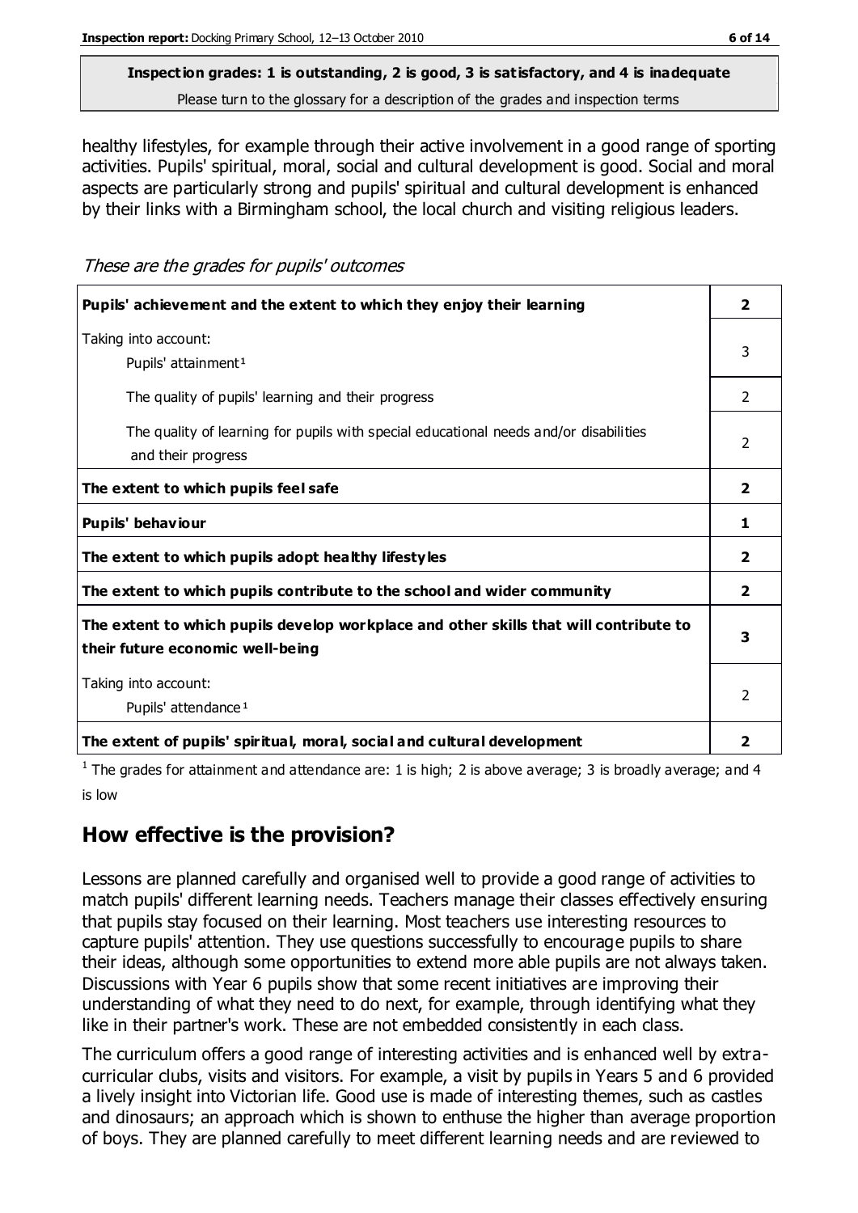**Inspection grades: 1 is outstanding, 2 is good, 3 is satisfactory, and 4 is inadequate**
Please turn to the glossary for a description of the grades and inspection terms

healthy lifestyles, for example through their active involvement in a good range of sporting activities. Pupils' spiritual, moral, social and cultural development is good. Social and moral aspects are particularly strong and pupils' spiritual and cultural development is enhanced by their links with a Birmingham school, the local church and visiting religious leaders.

*These are the grades for pupils' outcomes*

| | |
|---|---|
| **Pupils' achievement and the extent to which they enjoy their learning** | **2** |
| Taking into account: Pupils' attainment[1] | 3 |
| The quality of pupils' learning and their progress | 2 |
| The quality of learning for pupils with special educational needs and/or disabilities and their progress | 2 |
| **The extent to which pupils feel safe** | **2** |
| **Pupils' behaviour** | **1** |
| **The extent to which pupils adopt healthy lifestyles** | **2** |
| **The extent to which pupils contribute to the school and wider community** | **2** |
| **The extent to which pupils develop workplace and other skills that will contribute to their future economic well-being** | **3** |
| Taking into account: Pupils' attendance[1] | 2 |
| **The extent of pupils' spiritual, moral, social and cultural development** | **2** |

[1] The grades for attainment and attendance are: 1 is high; 2 is above average; 3 is broadly average; and 4 is low

## How effective is the provision?

Lessons are planned carefully and organised well to provide a good range of activities to match pupils' different learning needs. Teachers manage their classes effectively ensuring that pupils stay focused on their learning. Most teachers use interesting resources to capture pupils' attention. They use questions successfully to encourage pupils to share their ideas, although some opportunities to extend more able pupils are not always taken. Discussions with Year 6 pupils show that some recent initiatives are improving their understanding of what they need to do next, for example, through identifying what they like in their partner's work. These are not embedded consistently in each class.

The curriculum offers a good range of interesting activities and is enhanced well by extra-curricular clubs, visits and visitors. For example, a visit by pupils in Years 5 and 6 provided a lively insight into Victorian life. Good use is made of interesting themes, such as castles and dinosaurs; an approach which is shown to enthuse the higher than average proportion of boys. They are planned carefully to meet different learning needs and are reviewed to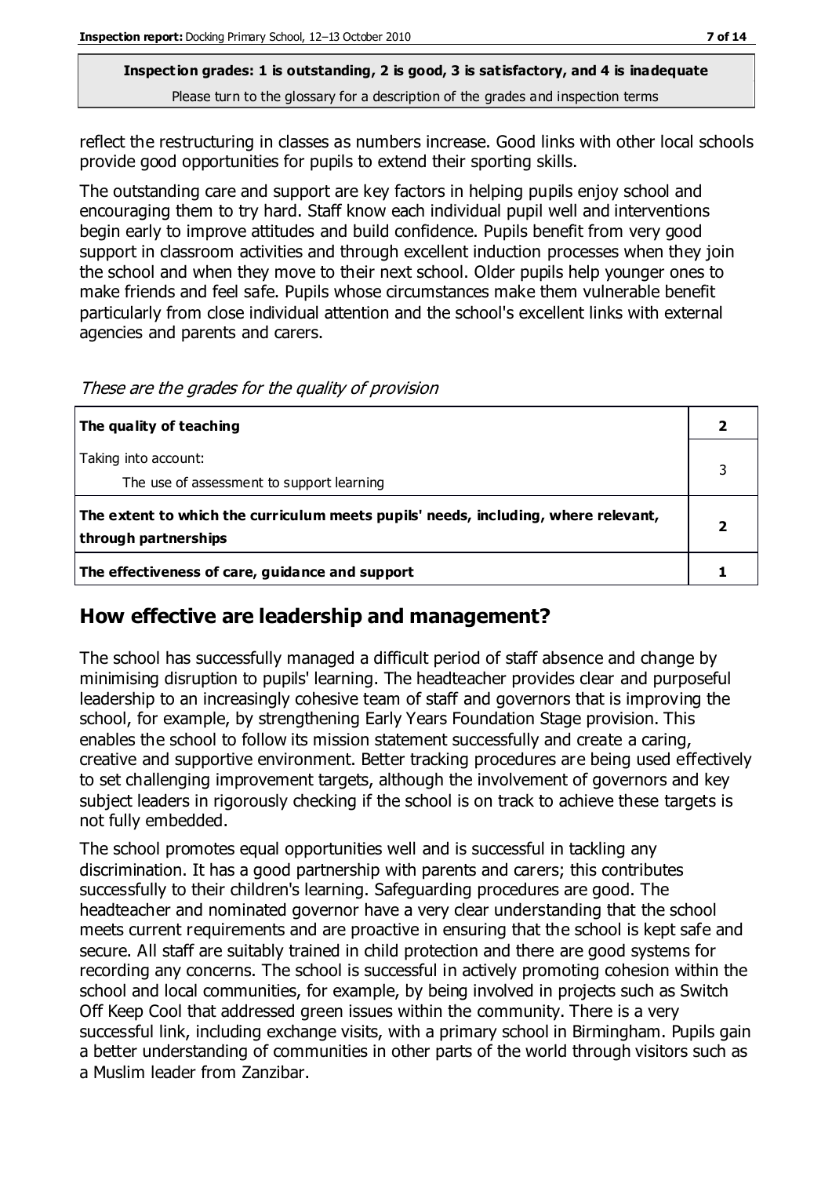**Inspection grades: 1 is outstanding, 2 is good, 3 is satisfactory, and 4 is inadequate**

Please turn to the glossary for a description of the grades and inspection terms

reflect the restructuring in classes as numbers increase. Good links with other local schools provide good opportunities for pupils to extend their sporting skills.

The outstanding care and support are key factors in helping pupils enjoy school and encouraging them to try hard. Staff know each individual pupil well and interventions begin early to improve attitudes and build confidence. Pupils benefit from very good support in classroom activities and through excellent induction processes when they join the school and when they move to their next school. Older pupils help younger ones to make friends and feel safe. Pupils whose circumstances make them vulnerable benefit particularly from close individual attention and the school's excellent links with external agencies and parents and carers.

*These are the grades for the quality of provision*

| | |
|---|---|
| **The quality of teaching** | **2** |
| Taking into account:<br>The use of assessment to support learning | 3 |
| **The extent to which the curriculum meets pupils' needs, including, where relevant, through partnerships** | **2** |
| **The effectiveness of care, guidance and support** | **1** |

## How effective are leadership and management?

The school has successfully managed a difficult period of staff absence and change by minimising disruption to pupils' learning. The headteacher provides clear and purposeful leadership to an increasingly cohesive team of staff and governors that is improving the school, for example, by strengthening Early Years Foundation Stage provision. This enables the school to follow its mission statement successfully and create a caring, creative and supportive environment. Better tracking procedures are being used effectively to set challenging improvement targets, although the involvement of governors and key subject leaders in rigorously checking if the school is on track to achieve these targets is not fully embedded.

The school promotes equal opportunities well and is successful in tackling any discrimination. It has a good partnership with parents and carers; this contributes successfully to their children's learning. Safeguarding procedures are good. The headteacher and nominated governor have a very clear understanding that the school meets current requirements and are proactive in ensuring that the school is kept safe and secure. All staff are suitably trained in child protection and there are good systems for recording any concerns. The school is successful in actively promoting cohesion within the school and local communities, for example, by being involved in projects such as Switch Off Keep Cool that addressed green issues within the community. There is a very successful link, including exchange visits, with a primary school in Birmingham. Pupils gain a better understanding of communities in other parts of the world through visitors such as a Muslim leader from Zanzibar.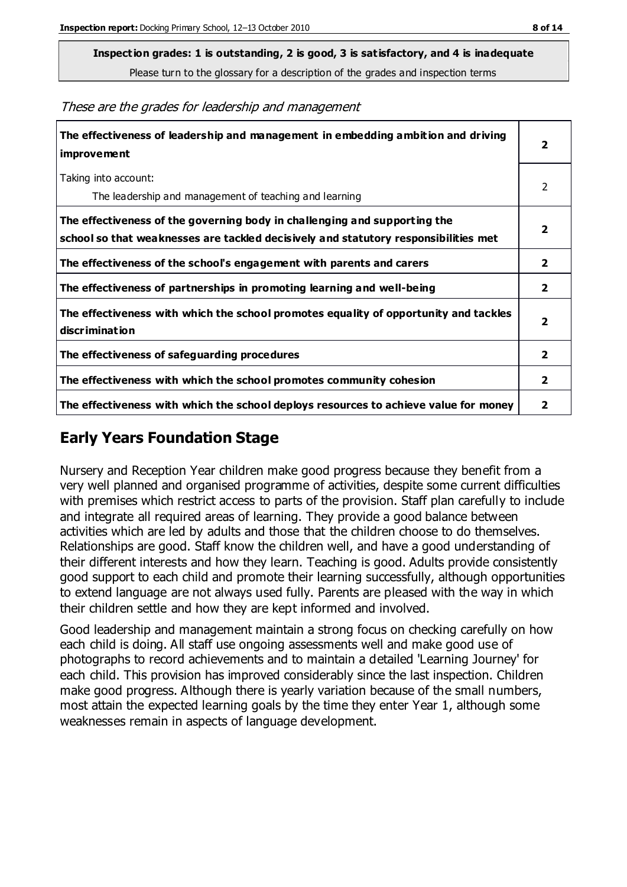**Inspection grades: 1 is outstanding, 2 is good, 3 is satisfactory, and 4 is inadequate**

Please turn to the glossary for a description of the grades and inspection terms

*These are the grades for leadership and management*

| | |
|---|---|
| **The effectiveness of leadership and management in embedding ambition and driving improvement** | **2** |
| Taking into account:<br>The leadership and management of teaching and learning | 2 |
| **The effectiveness of the governing body in challenging and supporting the school so that weaknesses are tackled decisively and statutory responsibilities met** | **2** |
| **The effectiveness of the school's engagement with parents and carers** | **2** |
| **The effectiveness of partnerships in promoting learning and well-being** | **2** |
| **The effectiveness with which the school promotes equality of opportunity and tackles discrimination** | **2** |
| **The effectiveness of safeguarding procedures** | **2** |
| **The effectiveness with which the school promotes community cohesion** | **2** |
| **The effectiveness with which the school deploys resources to achieve value for money** | **2** |

## Early Years Foundation Stage

Nursery and Reception Year children make good progress because they benefit from a very well planned and organised programme of activities, despite some current difficulties with premises which restrict access to parts of the provision. Staff plan carefully to include and integrate all required areas of learning. They provide a good balance between activities which are led by adults and those that the children choose to do themselves. Relationships are good. Staff know the children well, and have a good understanding of their different interests and how they learn. Teaching is good. Adults provide consistently good support to each child and promote their learning successfully, although opportunities to extend language are not always used fully. Parents are pleased with the way in which their children settle and how they are kept informed and involved.

Good leadership and management maintain a strong focus on checking carefully on how each child is doing. All staff use ongoing assessments well and make good use of photographs to record achievements and to maintain a detailed 'Learning Journey' for each child. This provision has improved considerably since the last inspection. Children make good progress. Although there is yearly variation because of the small numbers, most attain the expected learning goals by the time they enter Year 1, although some weaknesses remain in aspects of language development.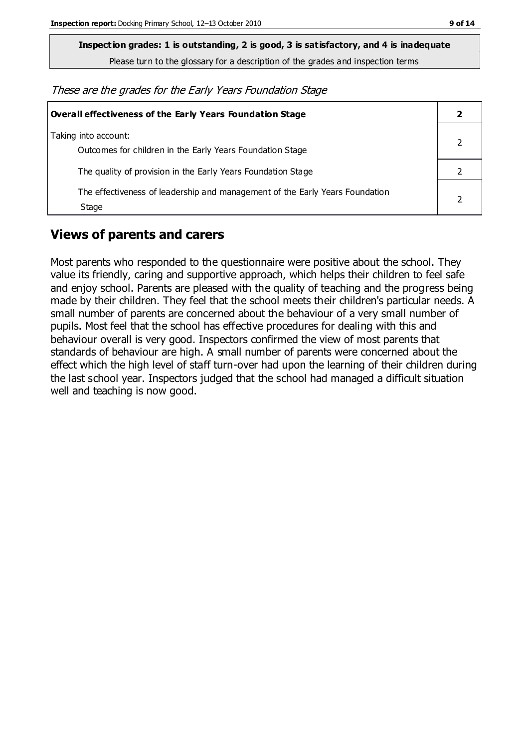**Inspection grades: 1 is outstanding, 2 is good, 3 is satisfactory, and 4 is inadequate**

Please turn to the glossary for a description of the grades and inspection terms

*These are the grades for the Early Years Foundation Stage*

| | |
|---|---|
| **Overall effectiveness of the Early Years Foundation Stage** | **2** |
| Taking into account: Outcomes for children in the Early Years Foundation Stage | 2 |
| The quality of provision in the Early Years Foundation Stage | 2 |
| The effectiveness of leadership and management of the Early Years Foundation Stage | 2 |

## Views of parents and carers

Most parents who responded to the questionnaire were positive about the school. They value its friendly, caring and supportive approach, which helps their children to feel safe and enjoy school. Parents are pleased with the quality of teaching and the progress being made by their children. They feel that the school meets their children's particular needs. A small number of parents are concerned about the behaviour of a very small number of pupils. Most feel that the school has effective procedures for dealing with this and behaviour overall is very good. Inspectors confirmed the view of most parents that standards of behaviour are high. A small number of parents were concerned about the effect which the high level of staff turn-over had upon the learning of their children during the last school year. Inspectors judged that the school had managed a difficult situation well and teaching is now good.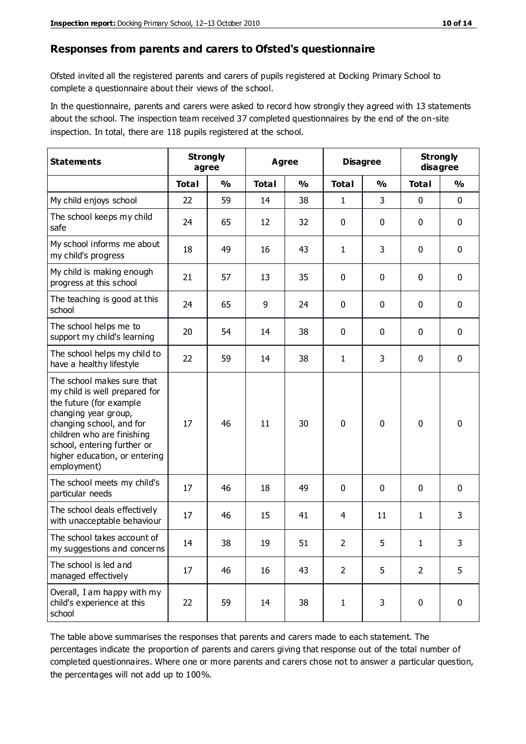## Responses from parents and carers to Ofsted's questionnaire

Ofsted invited all the registered parents and carers of pupils registered at Docking Primary School to complete a questionnaire about their views of the school.

In the questionnaire, parents and carers were asked to record how strongly they agreed with 13 statements about the school. The inspection team received 37 completed questionnaires by the end of the on-site inspection. In total, there are 118 pupils registered at the school.

| Statements | Strongly agree | | Agree | | Disagree | | Strongly disagree | |
|---|---|---|---|---|---|---|---|---|
| | **Total** | **%** | **Total** | **%** | **Total** | **%** | **Total** | **%** |
| My child enjoys school | 22 | 59 | 14 | 38 | 1 | 3 | 0 | 0 |
| The school keeps my child safe | 24 | 65 | 12 | 32 | 0 | 0 | 0 | 0 |
| My school informs me about my child's progress | 18 | 49 | 16 | 43 | 1 | 3 | 0 | 0 |
| My child is making enough progress at this school | 21 | 57 | 13 | 35 | 0 | 0 | 0 | 0 |
| The teaching is good at this school | 24 | 65 | 9 | 24 | 0 | 0 | 0 | 0 |
| The school helps me to support my child's learning | 20 | 54 | 14 | 38 | 0 | 0 | 0 | 0 |
| The school helps my child to have a healthy lifestyle | 22 | 59 | 14 | 38 | 1 | 3 | 0 | 0 |
| The school makes sure that my child is well prepared for the future (for example changing year group, changing school, and for children who are finishing school, entering further or higher education, or entering employment) | 17 | 46 | 11 | 30 | 0 | 0 | 0 | 0 |
| The school meets my child's particular needs | 17 | 46 | 18 | 49 | 0 | 0 | 0 | 0 |
| The school deals effectively with unacceptable behaviour | 17 | 46 | 15 | 41 | 4 | 11 | 1 | 3 |
| The school takes account of my suggestions and concerns | 14 | 38 | 19 | 51 | 2 | 5 | 1 | 3 |
| The school is led and managed effectively | 17 | 46 | 16 | 43 | 2 | 5 | 2 | 5 |
| Overall, I am happy with my child's experience at this school | 22 | 59 | 14 | 38 | 1 | 3 | 0 | 0 |

The table above summarises the responses that parents and carers made to each statement. The percentages indicate the proportion of parents and carers giving that response out of the total number of completed questionnaires. Where one or more parents and carers chose not to answer a particular question, the percentages will not add up to 100%.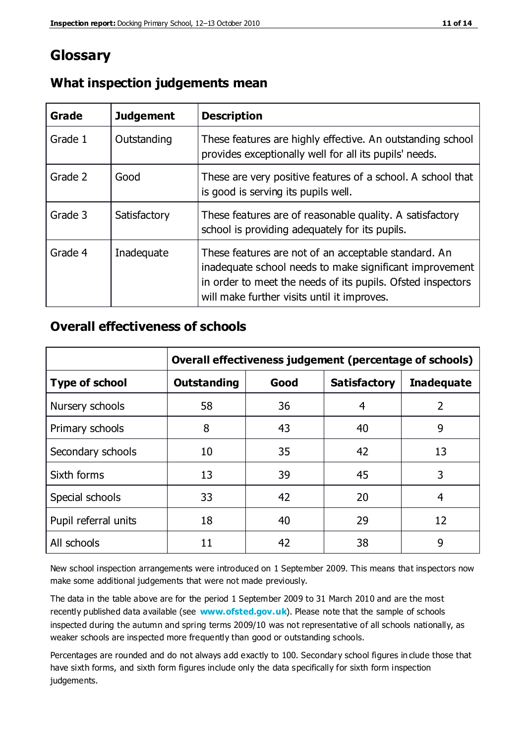# Glossary

## What inspection judgements mean

| Grade | Judgement | Description |
|---|---|---|
| Grade 1 | Outstanding | These features are highly effective. An outstanding school provides exceptionally well for all its pupils' needs. |
| Grade 2 | Good | These are very positive features of a school. A school that is good is serving its pupils well. |
| Grade 3 | Satisfactory | These features are of reasonable quality. A satisfactory school is providing adequately for its pupils. |
| Grade 4 | Inadequate | These features are not of an acceptable standard. An inadequate school needs to make significant improvement in order to meet the needs of its pupils. Ofsted inspectors will make further visits until it improves. |

## Overall effectiveness of schools

| | Overall effectiveness judgement (percentage of schools) | | | |
|---|---|---|---|---|
| **Type of school** | **Outstanding** | **Good** | **Satisfactory** | **Inadequate** |
| Nursery schools | 58 | 36 | 4 | 2 |
| Primary schools | 8 | 43 | 40 | 9 |
| Secondary schools | 10 | 35 | 42 | 13 |
| Sixth forms | 13 | 39 | 45 | 3 |
| Special schools | 33 | 42 | 20 | 4 |
| Pupil referral units | 18 | 40 | 29 | 12 |
| All schools | 11 | 42 | 38 | 9 |

New school inspection arrangements were introduced on 1 September 2009. This means that inspectors now make some additional judgements that were not made previously.

The data in the table above are for the period 1 September 2009 to 31 March 2010 and are the most recently published data available (see **www.ofsted.gov.uk**). Please note that the sample of schools inspected during the autumn and spring terms 2009/10 was not representative of all schools nationally, as weaker schools are inspected more frequently than good or outstanding schools.

Percentages are rounded and do not always add exactly to 100. Secondary school figures include those that have sixth forms, and sixth form figures include only the data specifically for sixth form inspection judgements.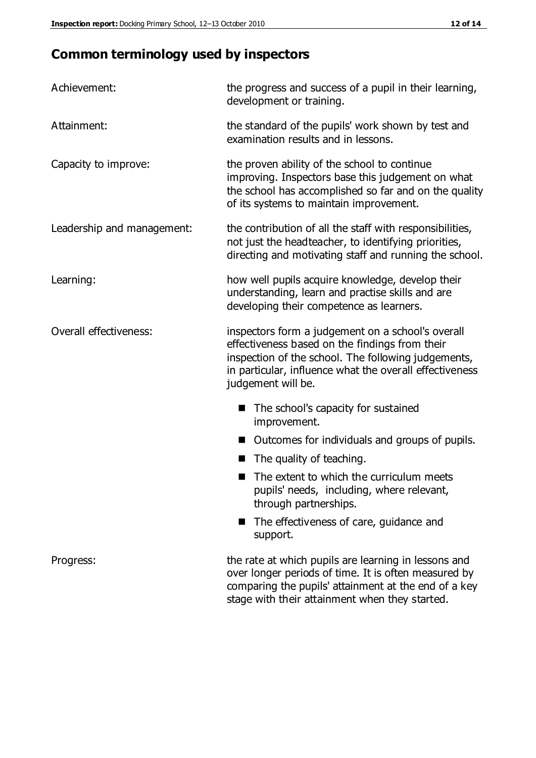## Common terminology used by inspectors

| | |
|---|---|
| Achievement: | the progress and success of a pupil in their learning, development or training. |
| Attainment: | the standard of the pupils' work shown by test and examination results and in lessons. |
| Capacity to improve: | the proven ability of the school to continue improving. Inspectors base this judgement on what the school has accomplished so far and on the quality of its systems to maintain improvement. |
| Leadership and management: | the contribution of all the staff with responsibilities, not just the headteacher, to identifying priorities, directing and motivating staff and running the school. |
| Learning: | how well pupils acquire knowledge, develop their understanding, learn and practise skills and are developing their competence as learners. |
| Overall effectiveness: | inspectors form a judgement on a school's overall effectiveness based on the findings from their inspection of the school. The following judgements, in particular, influence what the overall effectiveness judgement will be. <br>■ The school's capacity for sustained improvement.<br>■ Outcomes for individuals and groups of pupils.<br>■ The quality of teaching.<br>■ The extent to which the curriculum meets pupils' needs, including, where relevant, through partnerships.<br>■ The effectiveness of care, guidance and support. |
| Progress: | the rate at which pupils are learning in lessons and over longer periods of time. It is often measured by comparing the pupils' attainment at the end of a key stage with their attainment when they started. |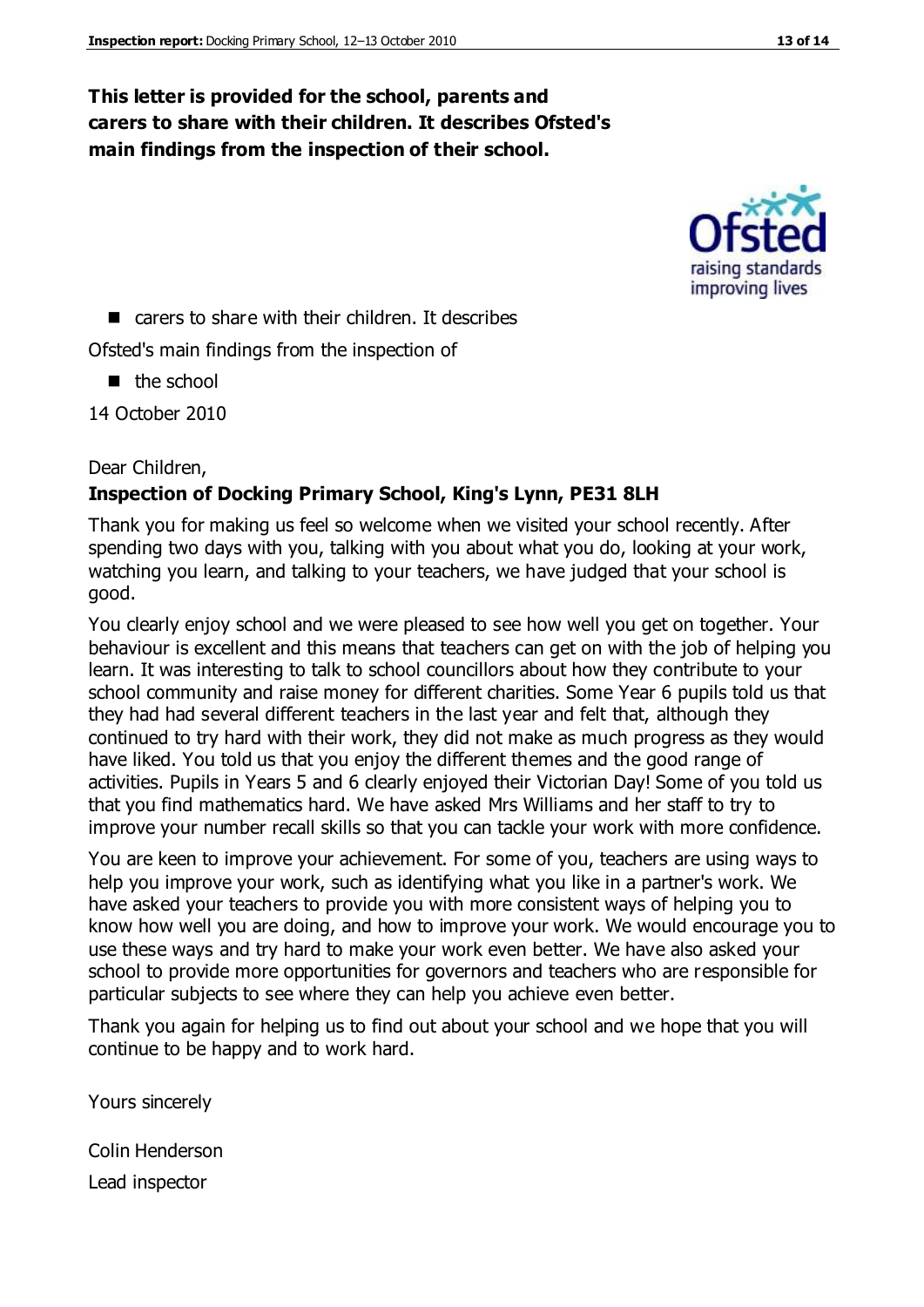**This letter is provided for the school, parents and carers to share with their children. It describes Ofsted's main findings from the inspection of their school.**

- carers to share with their children. It describes

Ofsted's main findings from the inspection of

- the school

14 October 2010

Dear Children,

**Inspection of Docking Primary School, King's Lynn, PE31 8LH**

Thank you for making us feel so welcome when we visited your school recently. After spending two days with you, talking with you about what you do, looking at your work, watching you learn, and talking to your teachers, we have judged that your school is good.

You clearly enjoy school and we were pleased to see how well you get on together. Your behaviour is excellent and this means that teachers can get on with the job of helping you learn. It was interesting to talk to school councillors about how they contribute to your school community and raise money for different charities. Some Year 6 pupils told us that they had had several different teachers in the last year and felt that, although they continued to try hard with their work, they did not make as much progress as they would have liked. You told us that you enjoy the different themes and the good range of activities. Pupils in Years 5 and 6 clearly enjoyed their Victorian Day! Some of you told us that you find mathematics hard. We have asked Mrs Williams and her staff to try to improve your number recall skills so that you can tackle your work with more confidence.

You are keen to improve your achievement. For some of you, teachers are using ways to help you improve your work, such as identifying what you like in a partner's work. We have asked your teachers to provide you with more consistent ways of helping you to know how well you are doing, and how to improve your work. We would encourage you to use these ways and try hard to make your work even better. We have also asked your school to provide more opportunities for governors and teachers who are responsible for particular subjects to see where they can help you achieve even better.

Thank you again for helping us to find out about your school and we hope that you will continue to be happy and to work hard.

Yours sincerely

Colin Henderson

Lead inspector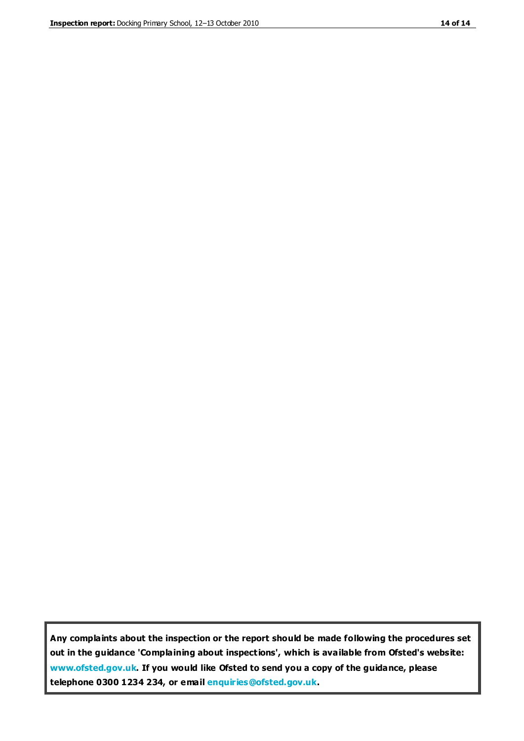**Any complaints about the inspection or the report should be made following the procedures set out in the guidance 'Complaining about inspections', which is available from Ofsted's website: www.ofsted.gov.uk. If you would like Ofsted to send you a copy of the guidance, please telephone 0300 1234 234, or email enquiries@ofsted.gov.uk.**